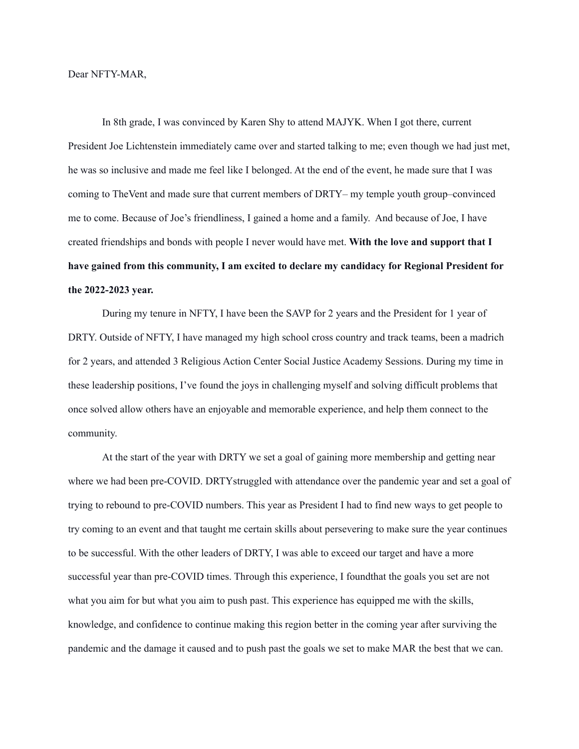Dear NFTY-MAR,

In 8th grade, I was convinced by Karen Shy to attend MAJYK. When I got there, current President Joe Lichtenstein immediately came over and started talking to me; even though we had just met, he was so inclusive and made me feel like I belonged. At the end of the event, he made sure that I was coming to TheVent and made sure that current members of DRTY– my temple youth group–convinced me to come. Because of Joe's friendliness, I gained a home and a family. And because of Joe, I have created friendships and bonds with people I never would have met. **With the love and support that I have gained from this community, I am excited to declare my candidacy for Regional President for the 2022-2023 year.**

During my tenure in NFTY, I have been the SAVP for 2 years and the President for 1 year of DRTY. Outside of NFTY, I have managed my high school cross country and track teams, been a madrich for 2 years, and attended 3 Religious Action Center Social Justice Academy Sessions. During my time in these leadership positions, I've found the joys in challenging myself and solving difficult problems that once solved allow others have an enjoyable and memorable experience, and help them connect to the community.

At the start of the year with DRTY we set a goal of gaining more membership and getting near where we had been pre-COVID. DRTYstruggled with attendance over the pandemic year and set a goal of trying to rebound to pre-COVID numbers. This year as President I had to find new ways to get people to try coming to an event and that taught me certain skills about persevering to make sure the year continues to be successful. With the other leaders of DRTY, I was able to exceed our target and have a more successful year than pre-COVID times. Through this experience, I foundthat the goals you set are not what you aim for but what you aim to push past. This experience has equipped me with the skills, knowledge, and confidence to continue making this region better in the coming year after surviving the pandemic and the damage it caused and to push past the goals we set to make MAR the best that we can.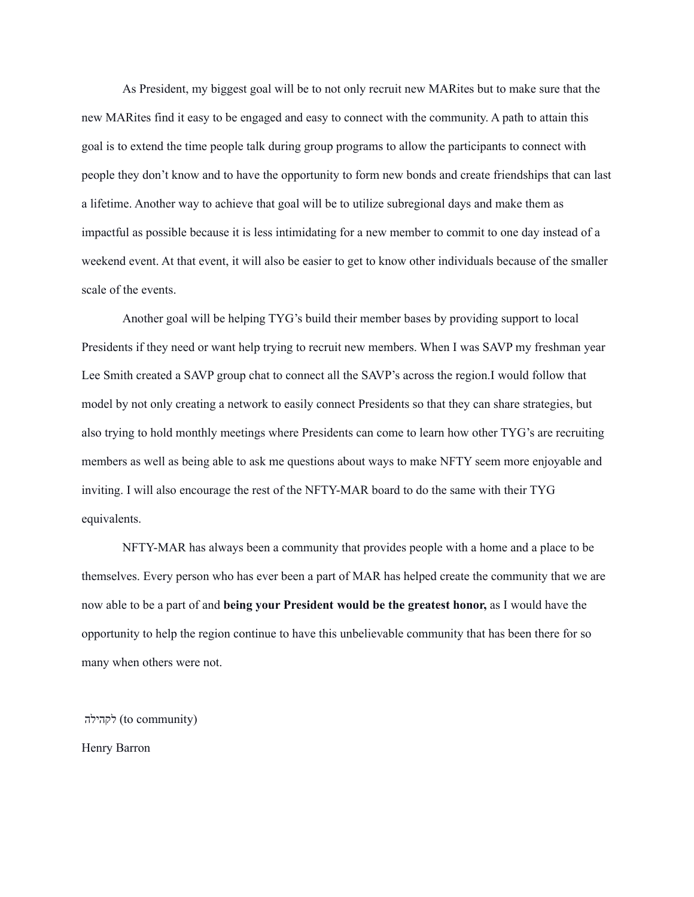As President, my biggest goal will be to not only recruit new MARites but to make sure that the new MARites find it easy to be engaged and easy to connect with the community. A path to attain this goal is to extend the time people talk during group programs to allow the participants to connect with people they don't know and to have the opportunity to form new bonds and create friendships that can last a lifetime. Another way to achieve that goal will be to utilize subregional days and make them as impactful as possible because it is less intimidating for a new member to commit to one day instead of a weekend event. At that event, it will also be easier to get to know other individuals because of the smaller scale of the events.

Another goal will be helping TYG's build their member bases by providing support to local Presidents if they need or want help trying to recruit new members. When I was SAVP my freshman year Lee Smith created a SAVP group chat to connect all the SAVP's across the region.I would follow that model by not only creating a network to easily connect Presidents so that they can share strategies, but also trying to hold monthly meetings where Presidents can come to learn how other TYG's are recruiting members as well as being able to ask me questions about ways to make NFTY seem more enjoyable and inviting. I will also encourage the rest of the NFTY-MAR board to do the same with their TYG equivalents.

NFTY-MAR has always been a community that provides people with a home and a place to be themselves. Every person who has ever been a part of MAR has helped create the community that we are now able to be a part of and **being your President would be the greatest honor,** as I would have the opportunity to help the region continue to have this unbelievable community that has been there for so many when others were not.

לקהילה (to community)

Henry Barron